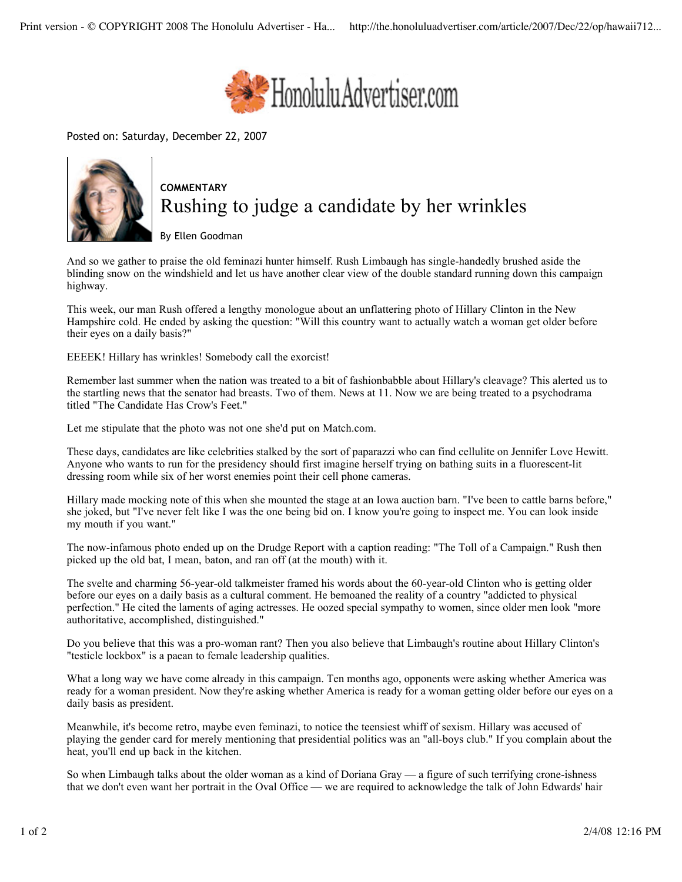Posted on: Saturday, December 22, 2007

**COMMENTARY**

# Rushing to judge a candidate by her wrinkles

By Ellen Goodman

And so we gather to praise the old feminazi hunter himself. Rush Limbaugh has single-handedly brushed aside the blinding snow on the windshield and let us have another clear view of the double standard running down this campaign highway.

This week, our man Rush offered a lengthy monologue about an unflattering photo of Hillary Clinton in the New Hampshire cold. He ended by asking the question: "Will this country want to actually watch a woman get older before their eyes on a daily basis?"

EEEEK! Hillary has wrinkles! Somebody call the exorcist!

Remember last summer when the nation was treated to a bit of fashionbabble about Hillary's cleavage? This alerted us to the startling news that the senator had breasts. Two of them. News at 11. Now we are being treated to a psychodrama titled "The Candidate Has Crow's Feet."

Let me stipulate that the photo was not one she'd put on Match.com.

These days, candidates are like celebrities stalked by the sort of paparazzi who can find cellulite on Jennifer Love Hewitt. Anyone who wants to run for the presidency should first imagine herself trying on bathing suits in a fluorescent-lit dressing room while six of her worst enemies point their cell phone cameras.

Hillary made mocking note of this when she mounted the stage at an Iowa auction barn. "I've been to cattle barns before," she joked, but "I've never felt like I was the one being bid on. I know you're going to inspect me. You can look inside my mouth if you want."

The now-infamous photo ended up on the Drudge Report with a caption reading: "The Toll of a Campaign." Rush then picked up the old bat, I mean, baton, and ran off (at the mouth) with it.

The svelte and charming 56-year-old talkmeister framed his words about the 60-year-old Clinton who is getting older before our eyes on a daily basis as a cultural comment. He bemoaned the reality of a country "addicted to physical perfection." He cited the laments of aging actresses. He oozed special sympathy to women, since older men look "more authoritative, accomplished, distinguished."

Do you believe that this was a pro-woman rant? Then you also believe that Limbaugh's routine about Hillary Clinton's "testicle lockbox" is a paean to female leadership qualities.

What a long way we have come already in this campaign. Ten months ago, opponents were asking whether America was ready for a woman president. Now they're asking whether America is ready for a woman getting older before our eyes on a daily basis as president.

Meanwhile, it's become retro, maybe even feminazi, to notice the teensiest whiff of sexism. Hillary was accused of playing the gender card for merely mentioning that presidential politics was an "all-boys club." If you complain about the heat, you'll end up back in the kitchen.

So when Limbaugh talks about the older woman as a kind of Doriana Gray — a figure of such terrifying crone-ishness that we don't even want her portrait in the Oval Office — we are required to acknowledge the talk of John Edwards' hair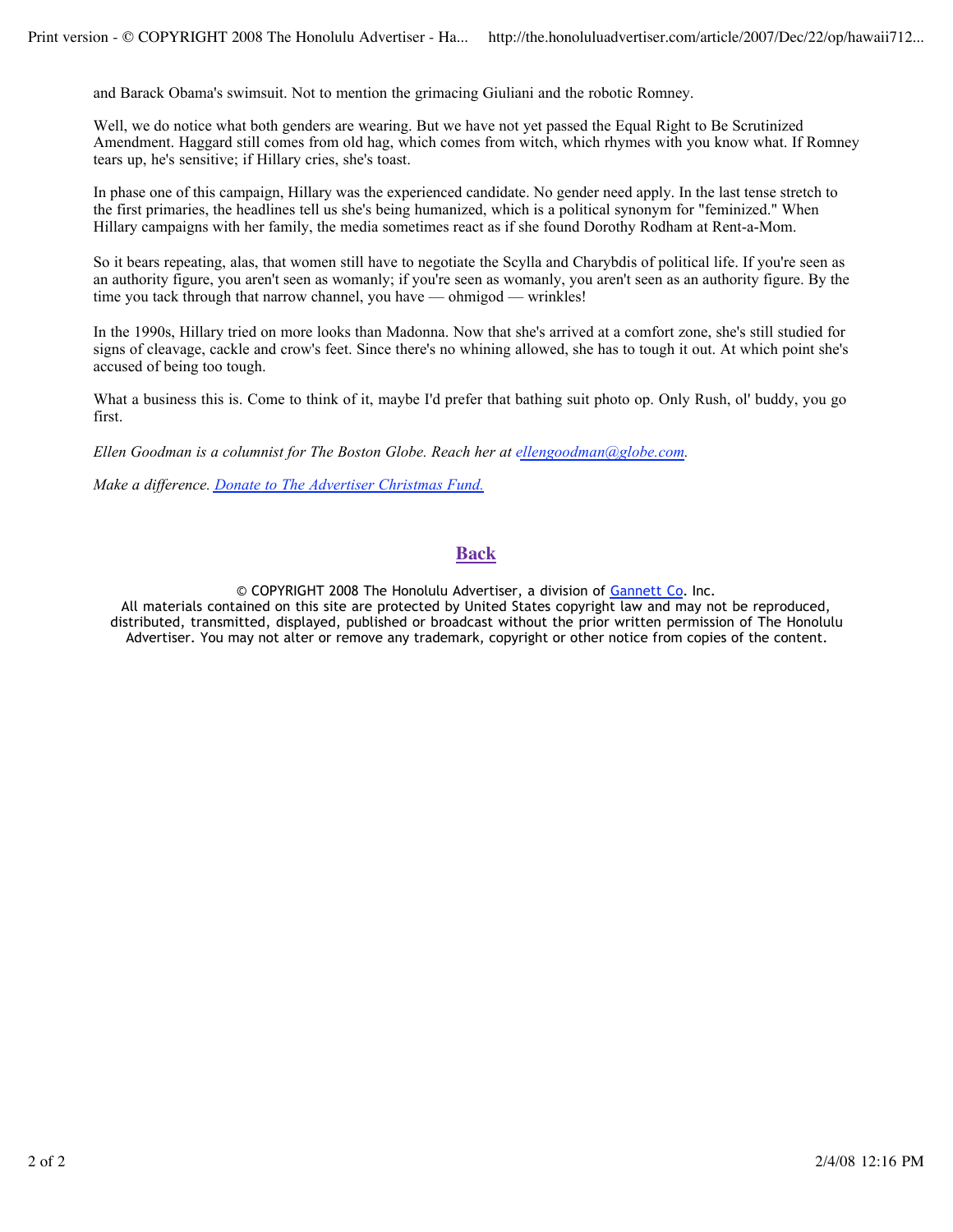and Barack Obama's swimsuit. Not to mention the grimacing Giuliani and the robotic Romney.

Well, we do notice what both genders are wearing. But we have not yet passed the Equal Right to Be Scrutinized Amendment. Haggard still comes from old hag, which comes from witch, which rhymes with you know what. If Romney tears up, he's sensitive; if Hillary cries, she's toast.

In phase one of this campaign, Hillary was the experienced candidate. No gender need apply. In the last tense stretch to the first primaries, the headlines tell us she's being humanized, which is a political synonym for "feminized." When Hillary campaigns with her family, the media sometimes react as if she found Dorothy Rodham at Rent-a-Mom.

So it bears repeating, alas, that women still have to negotiate the Scylla and Charybdis of political life. If you're seen as an authority figure, you aren't seen as womanly; if you're seen as womanly, you aren't seen as an authority figure. By the time you tack through that narrow channel, you have — ohmigod — wrinkles!

In the 1990s, Hillary tried on more looks than Madonna. Now that she's arrived at a comfort zone, she's still studied for signs of cleavage, cackle and crow's feet. Since there's no whining allowed, she has to tough it out. At which point she's accused of being too tough.

What a business this is. Come to think of it, maybe I'd prefer that bathing suit photo op. Only Rush, ol' buddy, you go first.

*Ellen Goodman is a columnist for The Boston Globe. Reach her at ellengoodman@globe.com.*

*Make a difference. Donate to The Advertiser Christmas Fund.*

**Back**

© COPYRIGHT 2008 The Honolulu Advertiser, a division of Gannett Co. Inc.
All materials contained on this site are protected by United States copyright law and may not be reproduced, distributed, transmitted, displayed, published or broadcast without the prior written permission of The Honolulu Advertiser. You may not alter or remove any trademark, copyright or other notice from copies of the content.